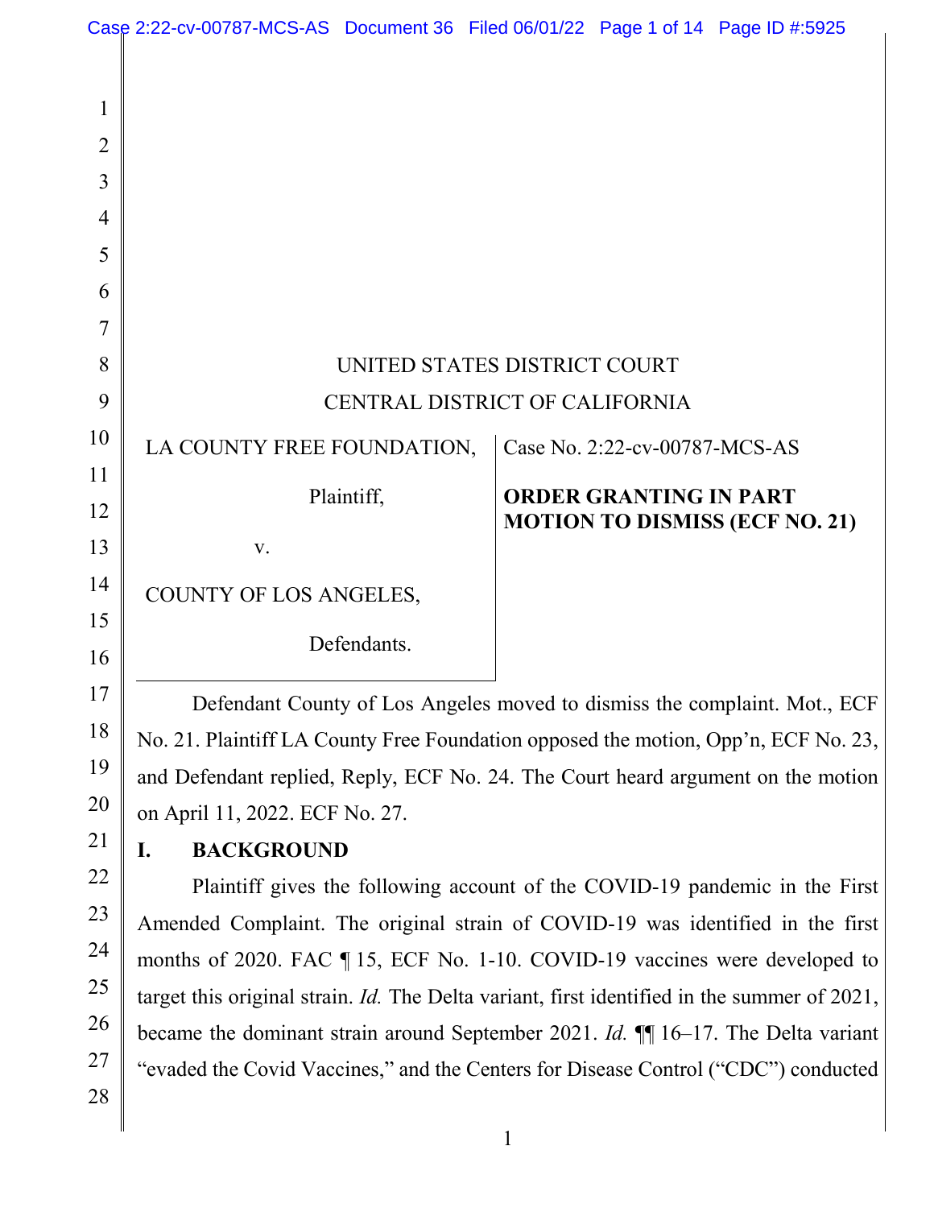UNITED STATES DISTRICT COURT

CENTRAL DISTRICT OF CALIFORNIA

| | |
|---|---|
| LA COUNTY FREE FOUNDATION,<br><br>Plaintiff,<br><br>v.<br><br>COUNTY OF LOS ANGELES,<br><br>Defendants. | Case No. 2:22-cv-00787-MCS-AS<br><br>**ORDER GRANTING IN PART MOTION TO DISMISS (ECF NO. 21)** |

Defendant County of Los Angeles moved to dismiss the complaint. Mot., ECF No. 21. Plaintiff LA County Free Foundation opposed the motion, Opp'n, ECF No. 23, and Defendant replied, Reply, ECF No. 24. The Court heard argument on the motion on April 11, 2022. ECF No. 27.

## I. BACKGROUND

Plaintiff gives the following account of the COVID-19 pandemic in the First Amended Complaint. The original strain of COVID-19 was identified in the first months of 2020. FAC ¶ 15, ECF No. 1-10. COVID-19 vaccines were developed to target this original strain. *Id.* The Delta variant, first identified in the summer of 2021, became the dominant strain around September 2021. *Id.* ¶¶ 16–17. The Delta variant "evaded the Covid Vaccines," and the Centers for Disease Control ("CDC") conducted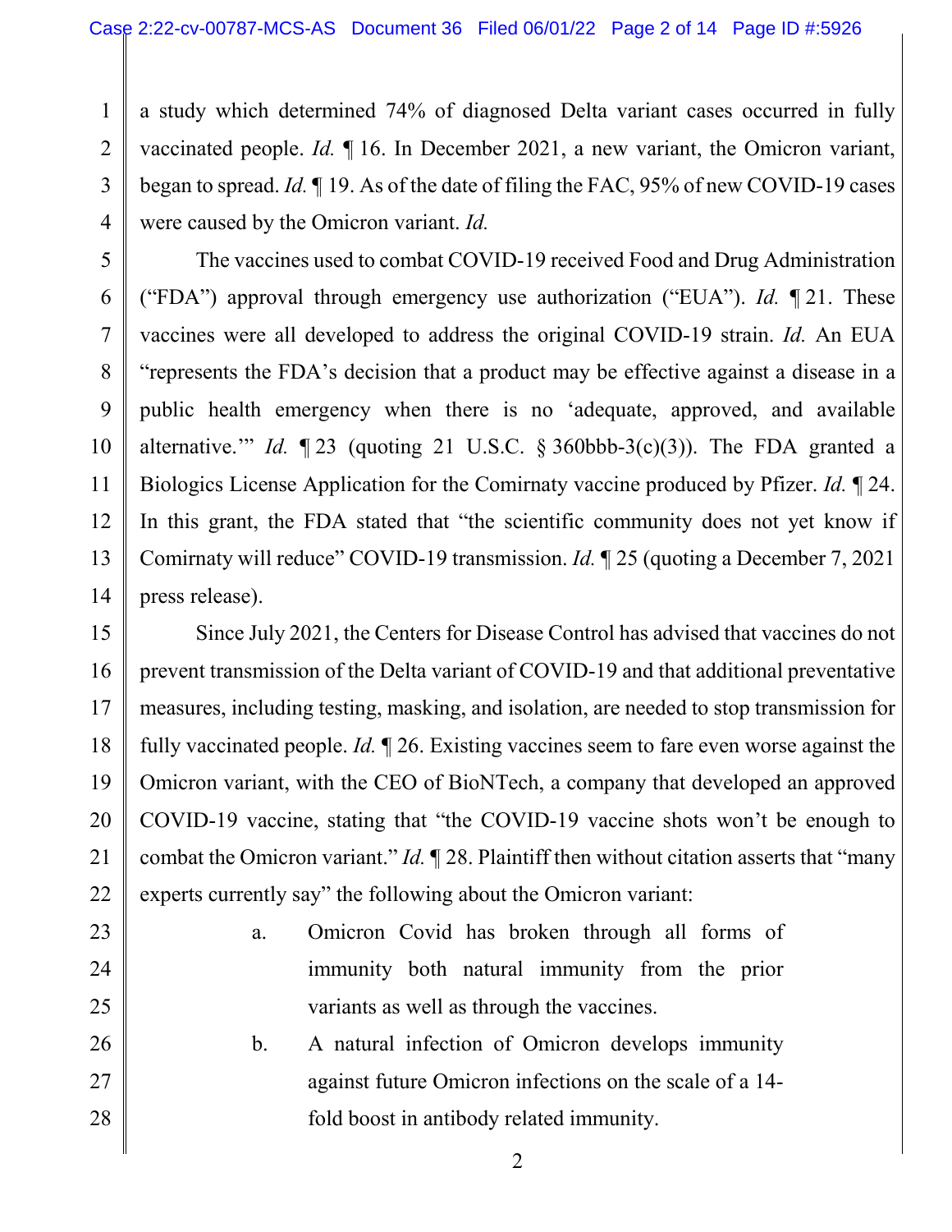a study which determined 74% of diagnosed Delta variant cases occurred in fully vaccinated people. *Id.* ¶ 16. In December 2021, a new variant, the Omicron variant, began to spread. *Id.* ¶ 19. As of the date of filing the FAC, 95% of new COVID-19 cases were caused by the Omicron variant. *Id.*

The vaccines used to combat COVID-19 received Food and Drug Administration ("FDA") approval through emergency use authorization ("EUA"). *Id.* ¶ 21. These vaccines were all developed to address the original COVID-19 strain. *Id.* An EUA "represents the FDA's decision that a product may be effective against a disease in a public health emergency when there is no 'adequate, approved, and available alternative.'" *Id.* ¶ 23 (quoting 21 U.S.C. § 360bbb-3(c)(3)). The FDA granted a Biologics License Application for the Comirnaty vaccine produced by Pfizer. *Id.* ¶ 24. In this grant, the FDA stated that "the scientific community does not yet know if Comirnaty will reduce" COVID-19 transmission. *Id.* ¶ 25 (quoting a December 7, 2021 press release).

Since July 2021, the Centers for Disease Control has advised that vaccines do not prevent transmission of the Delta variant of COVID-19 and that additional preventative measures, including testing, masking, and isolation, are needed to stop transmission for fully vaccinated people. *Id.* ¶ 26. Existing vaccines seem to fare even worse against the Omicron variant, with the CEO of BioNTech, a company that developed an approved COVID-19 vaccine, stating that "the COVID-19 vaccine shots won't be enough to combat the Omicron variant." *Id.* ¶ 28. Plaintiff then without citation asserts that "many experts currently say" the following about the Omicron variant:

> a. Omicron Covid has broken through all forms of immunity both natural immunity from the prior variants as well as through the vaccines.
>
> b. A natural infection of Omicron develops immunity against future Omicron infections on the scale of a 14-fold boost in antibody related immunity.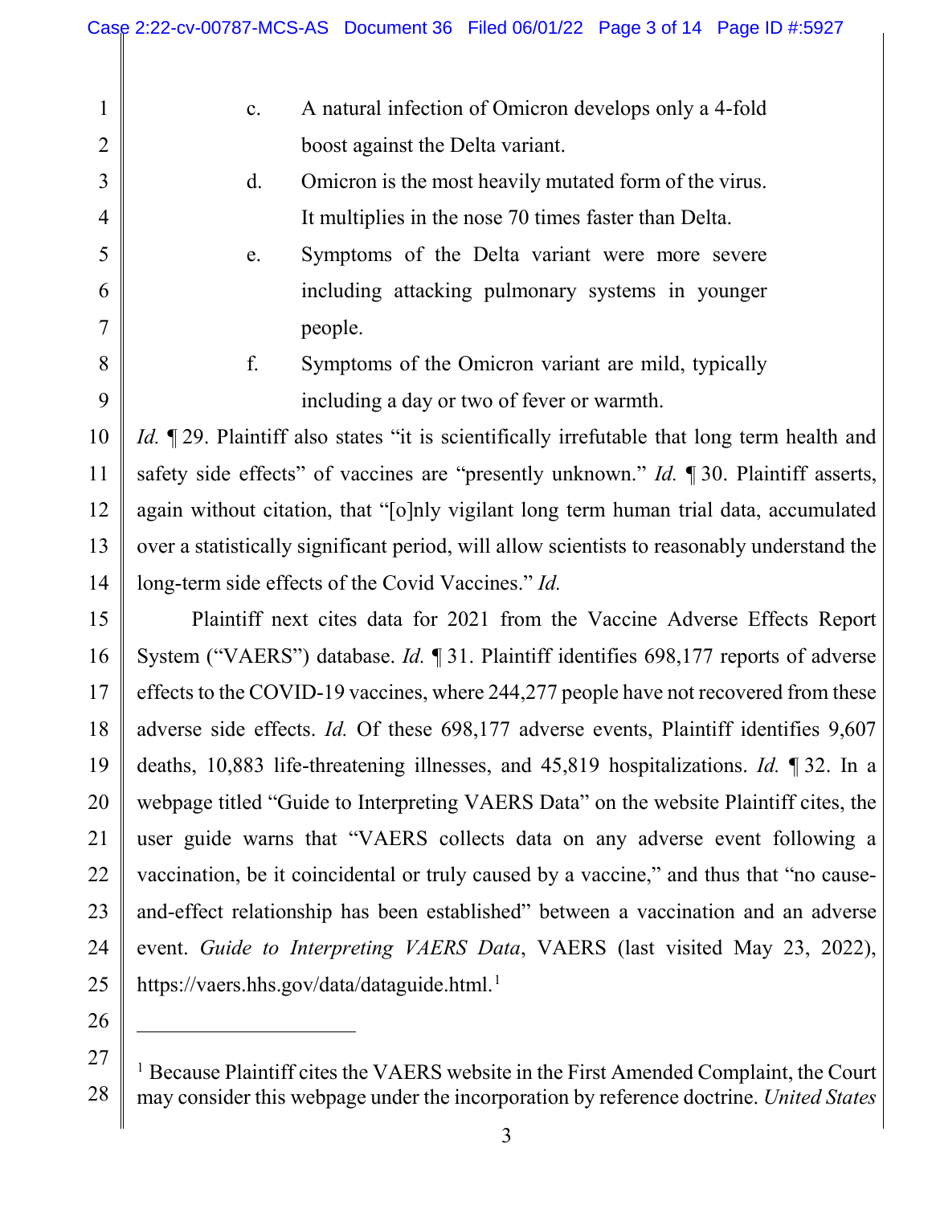c. A natural infection of Omicron develops only a 4-fold boost against the Delta variant.

d. Omicron is the most heavily mutated form of the virus. It multiplies in the nose 70 times faster than Delta.

e. Symptoms of the Delta variant were more severe including attacking pulmonary systems in younger people.

f. Symptoms of the Omicron variant are mild, typically including a day or two of fever or warmth.

*Id.* ¶ 29. Plaintiff also states "it is scientifically irrefutable that long term health and safety side effects" of vaccines are "presently unknown." *Id.* ¶ 30. Plaintiff asserts, again without citation, that "[o]nly vigilant long term human trial data, accumulated over a statistically significant period, will allow scientists to reasonably understand the long-term side effects of the Covid Vaccines." *Id.*

Plaintiff next cites data for 2021 from the Vaccine Adverse Effects Report System ("VAERS") database. *Id.* ¶ 31. Plaintiff identifies 698,177 reports of adverse effects to the COVID-19 vaccines, where 244,277 people have not recovered from these adverse side effects. *Id.* Of these 698,177 adverse events, Plaintiff identifies 9,607 deaths, 10,883 life-threatening illnesses, and 45,819 hospitalizations. *Id.* ¶ 32. In a webpage titled "Guide to Interpreting VAERS Data" on the website Plaintiff cites, the user guide warns that "VAERS collects data on any adverse event following a vaccination, be it coincidental or truly caused by a vaccine," and thus that "no cause-and-effect relationship has been established" between a vaccination and an adverse event. *Guide to Interpreting VAERS Data*, VAERS (last visited May 23, 2022), https://vaers.hhs.gov/data/dataguide.html.[1]

---

[1] Because Plaintiff cites the VAERS website in the First Amended Complaint, the Court may consider this webpage under the incorporation by reference doctrine. *United States*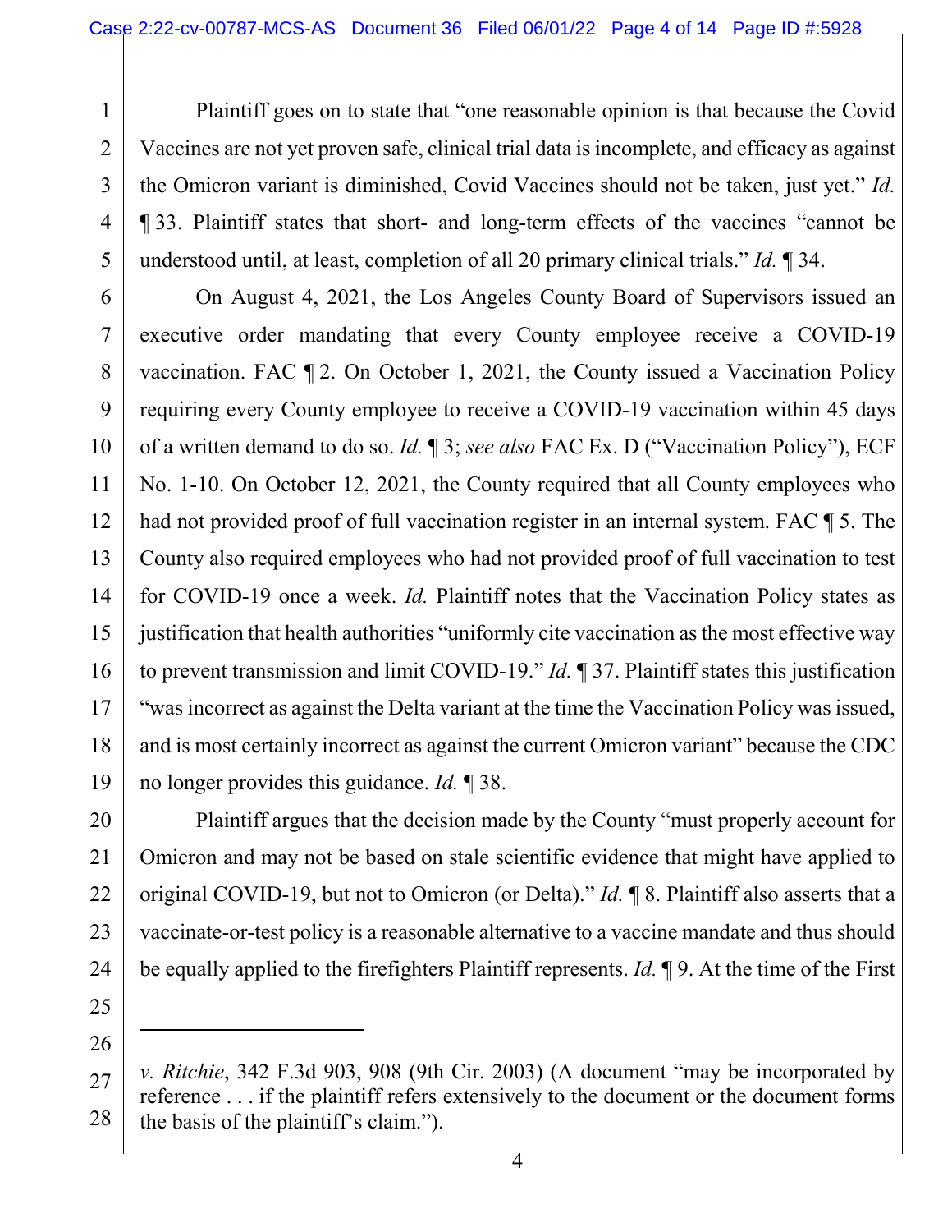Plaintiff goes on to state that "one reasonable opinion is that because the Covid Vaccines are not yet proven safe, clinical trial data is incomplete, and efficacy as against the Omicron variant is diminished, Covid Vaccines should not be taken, just yet." *Id.* ¶ 33. Plaintiff states that short- and long-term effects of the vaccines "cannot be understood until, at least, completion of all 20 primary clinical trials." *Id.* ¶ 34.

On August 4, 2021, the Los Angeles County Board of Supervisors issued an executive order mandating that every County employee receive a COVID-19 vaccination. FAC ¶ 2. On October 1, 2021, the County issued a Vaccination Policy requiring every County employee to receive a COVID-19 vaccination within 45 days of a written demand to do so. *Id.* ¶ 3; *see also* FAC Ex. D ("Vaccination Policy"), ECF No. 1-10. On October 12, 2021, the County required that all County employees who had not provided proof of full vaccination register in an internal system. FAC ¶ 5. The County also required employees who had not provided proof of full vaccination to test for COVID-19 once a week. *Id.* Plaintiff notes that the Vaccination Policy states as justification that health authorities "uniformly cite vaccination as the most effective way to prevent transmission and limit COVID-19." *Id.* ¶ 37. Plaintiff states this justification "was incorrect as against the Delta variant at the time the Vaccination Policy was issued, and is most certainly incorrect as against the current Omicron variant" because the CDC no longer provides this guidance. *Id.* ¶ 38.

Plaintiff argues that the decision made by the County "must properly account for Omicron and may not be based on stale scientific evidence that might have applied to original COVID-19, but not to Omicron (or Delta)." *Id.* ¶ 8. Plaintiff also asserts that a vaccinate-or-test policy is a reasonable alternative to a vaccine mandate and thus should be equally applied to the firefighters Plaintiff represents. *Id.* ¶ 9. At the time of the First

---

*v. Ritchie*, 342 F.3d 903, 908 (9th Cir. 2003) (A document "may be incorporated by reference . . . if the plaintiff refers extensively to the document or the document forms the basis of the plaintiff's claim.").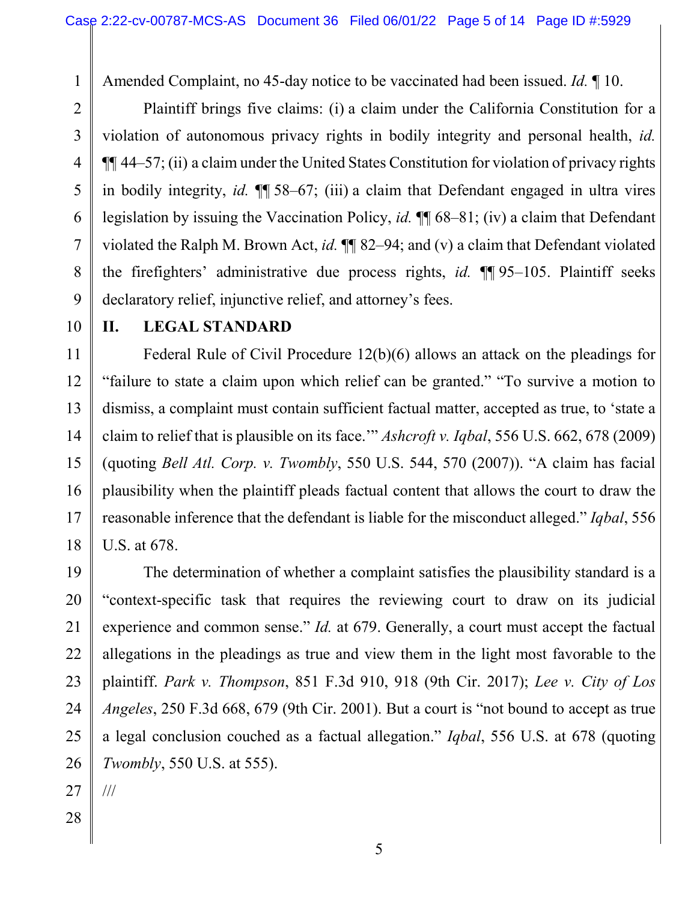Amended Complaint, no 45-day notice to be vaccinated had been issued. *Id.* ¶ 10.

Plaintiff brings five claims: (i) a claim under the California Constitution for a violation of autonomous privacy rights in bodily integrity and personal health, *id.* ¶¶ 44–57; (ii) a claim under the United States Constitution for violation of privacy rights in bodily integrity, *id.* ¶¶ 58–67; (iii) a claim that Defendant engaged in ultra vires legislation by issuing the Vaccination Policy, *id.* ¶¶ 68–81; (iv) a claim that Defendant violated the Ralph M. Brown Act, *id.* ¶¶ 82–94; and (v) a claim that Defendant violated the firefighters' administrative due process rights, *id.* ¶¶ 95–105. Plaintiff seeks declaratory relief, injunctive relief, and attorney's fees.

## II. LEGAL STANDARD

Federal Rule of Civil Procedure 12(b)(6) allows an attack on the pleadings for "failure to state a claim upon which relief can be granted." "To survive a motion to dismiss, a complaint must contain sufficient factual matter, accepted as true, to 'state a claim to relief that is plausible on its face.'" *Ashcroft v. Iqbal*, 556 U.S. 662, 678 (2009) (quoting *Bell Atl. Corp. v. Twombly*, 550 U.S. 544, 570 (2007)). "A claim has facial plausibility when the plaintiff pleads factual content that allows the court to draw the reasonable inference that the defendant is liable for the misconduct alleged." *Iqbal*, 556 U.S. at 678.

The determination of whether a complaint satisfies the plausibility standard is a "context-specific task that requires the reviewing court to draw on its judicial experience and common sense." *Id.* at 679. Generally, a court must accept the factual allegations in the pleadings as true and view them in the light most favorable to the plaintiff. *Park v. Thompson*, 851 F.3d 910, 918 (9th Cir. 2017); *Lee v. City of Los Angeles*, 250 F.3d 668, 679 (9th Cir. 2001). But a court is "not bound to accept as true a legal conclusion couched as a factual allegation." *Iqbal*, 556 U.S. at 678 (quoting *Twombly*, 550 U.S. at 555).

///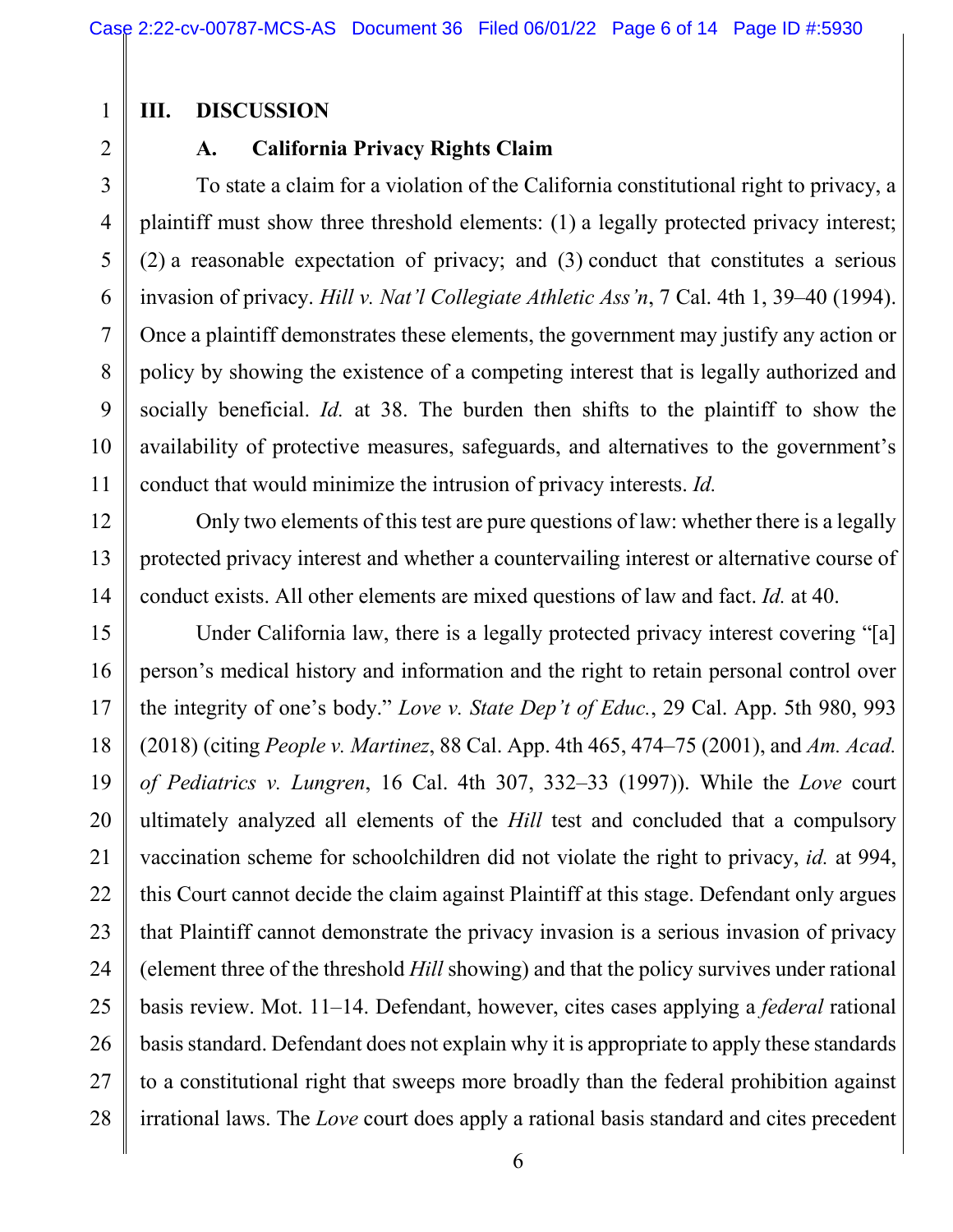## III. DISCUSSION

### A. California Privacy Rights Claim

To state a claim for a violation of the California constitutional right to privacy, a plaintiff must show three threshold elements: (1) a legally protected privacy interest; (2) a reasonable expectation of privacy; and (3) conduct that constitutes a serious invasion of privacy. *Hill v. Nat'l Collegiate Athletic Ass'n*, 7 Cal. 4th 1, 39–40 (1994). Once a plaintiff demonstrates these elements, the government may justify any action or policy by showing the existence of a competing interest that is legally authorized and socially beneficial. *Id.* at 38. The burden then shifts to the plaintiff to show the availability of protective measures, safeguards, and alternatives to the government's conduct that would minimize the intrusion of privacy interests. *Id.*

Only two elements of this test are pure questions of law: whether there is a legally protected privacy interest and whether a countervailing interest or alternative course of conduct exists. All other elements are mixed questions of law and fact. *Id.* at 40.

Under California law, there is a legally protected privacy interest covering "[a] person's medical history and information and the right to retain personal control over the integrity of one's body." *Love v. State Dep't of Educ.*, 29 Cal. App. 5th 980, 993 (2018) (citing *People v. Martinez*, 88 Cal. App. 4th 465, 474–75 (2001), and *Am. Acad. of Pediatrics v. Lungren*, 16 Cal. 4th 307, 332–33 (1997)). While the *Love* court ultimately analyzed all elements of the *Hill* test and concluded that a compulsory vaccination scheme for schoolchildren did not violate the right to privacy, *id.* at 994, this Court cannot decide the claim against Plaintiff at this stage. Defendant only argues that Plaintiff cannot demonstrate the privacy invasion is a serious invasion of privacy (element three of the threshold *Hill* showing) and that the policy survives under rational basis review. Mot. 11–14. Defendant, however, cites cases applying a *federal* rational basis standard. Defendant does not explain why it is appropriate to apply these standards to a constitutional right that sweeps more broadly than the federal prohibition against irrational laws. The *Love* court does apply a rational basis standard and cites precedent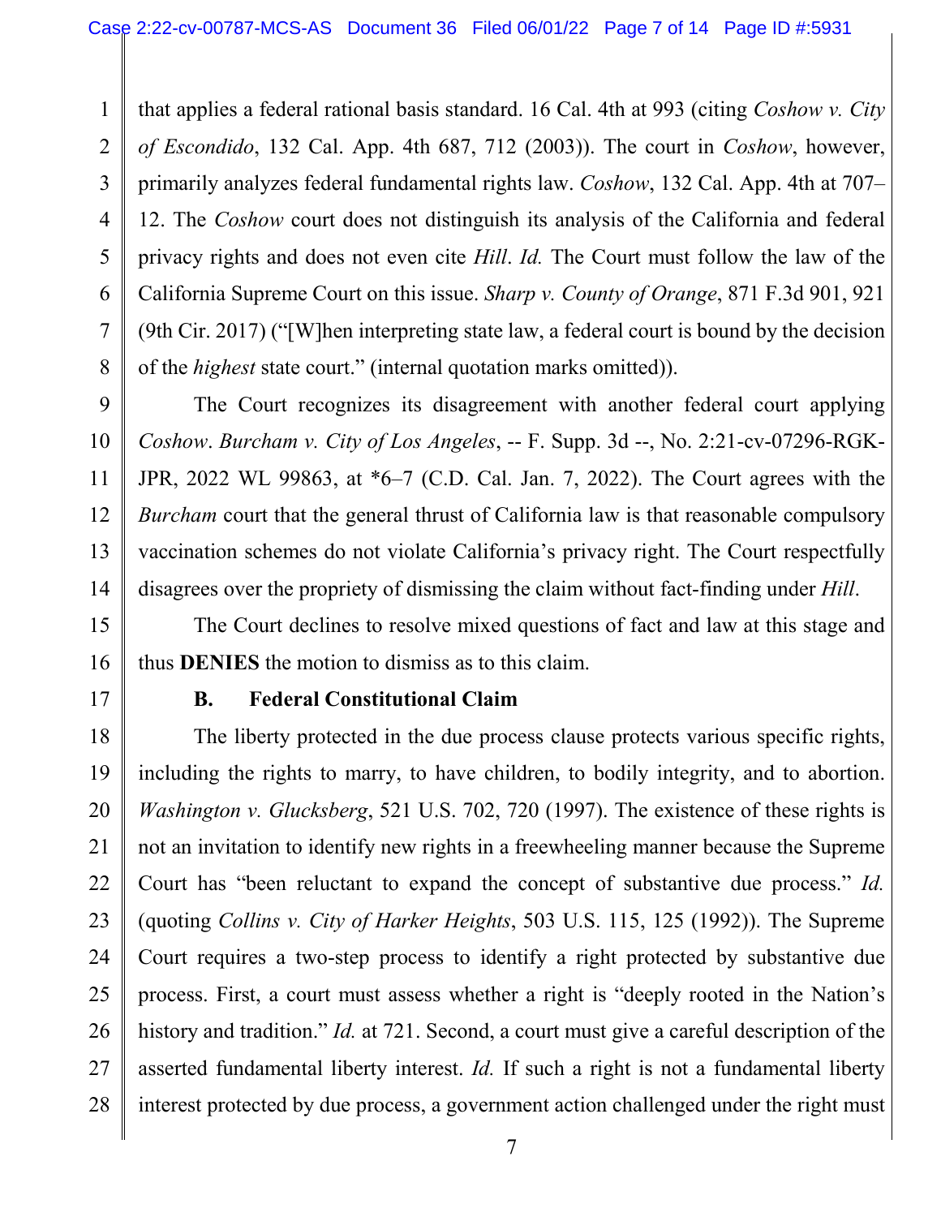that applies a federal rational basis standard. 16 Cal. 4th at 993 (citing *Coshow v. City of Escondido*, 132 Cal. App. 4th 687, 712 (2003)). The court in *Coshow*, however, primarily analyzes federal fundamental rights law. *Coshow*, 132 Cal. App. 4th at 707–12. The *Coshow* court does not distinguish its analysis of the California and federal privacy rights and does not even cite *Hill*. *Id.* The Court must follow the law of the California Supreme Court on this issue. *Sharp v. County of Orange*, 871 F.3d 901, 921 (9th Cir. 2017) ("[W]hen interpreting state law, a federal court is bound by the decision of the *highest* state court." (internal quotation marks omitted)).

The Court recognizes its disagreement with another federal court applying *Coshow*. *Burcham v. City of Los Angeles*, -- F. Supp. 3d --, No. 2:21-cv-07296-RGK-JPR, 2022 WL 99863, at *6–7 (C.D. Cal. Jan. 7, 2022). The Court agrees with the *Burcham* court that the general thrust of California law is that reasonable compulsory vaccination schemes do not violate California's privacy right. The Court respectfully disagrees over the propriety of dismissing the claim without fact-finding under *Hill*.

The Court declines to resolve mixed questions of fact and law at this stage and thus **DENIES** the motion to dismiss as to this claim.

### B. Federal Constitutional Claim

The liberty protected in the due process clause protects various specific rights, including the rights to marry, to have children, to bodily integrity, and to abortion. *Washington v. Glucksberg*, 521 U.S. 702, 720 (1997). The existence of these rights is not an invitation to identify new rights in a freewheeling manner because the Supreme Court has "been reluctant to expand the concept of substantive due process." *Id.* (quoting *Collins v. City of Harker Heights*, 503 U.S. 115, 125 (1992)). The Supreme Court requires a two-step process to identify a right protected by substantive due process. First, a court must assess whether a right is "deeply rooted in the Nation's history and tradition." *Id.* at 721. Second, a court must give a careful description of the asserted fundamental liberty interest. *Id.* If such a right is not a fundamental liberty interest protected by due process, a government action challenged under the right must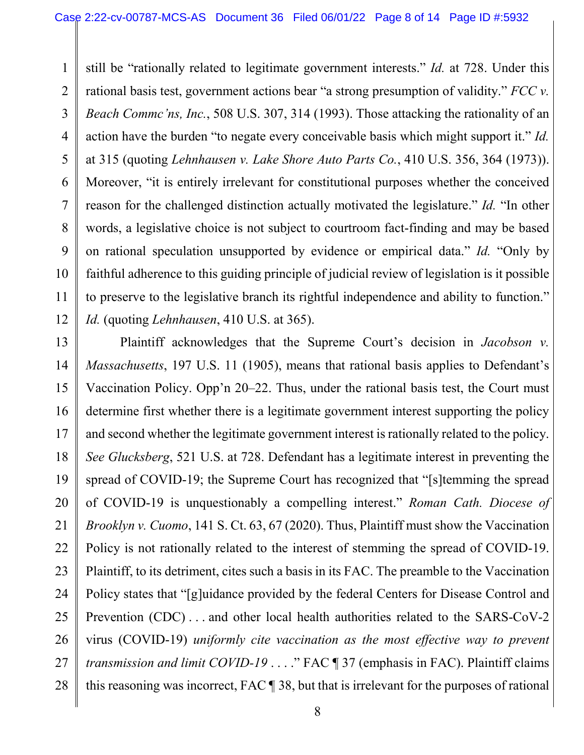still be "rationally related to legitimate government interests." *Id.* at 728. Under this rational basis test, government actions bear "a strong presumption of validity." *FCC v. Beach Commc'ns, Inc.*, 508 U.S. 307, 314 (1993). Those attacking the rationality of an action have the burden "to negate every conceivable basis which might support it." *Id.* at 315 (quoting *Lehnhausen v. Lake Shore Auto Parts Co.*, 410 U.S. 356, 364 (1973)). Moreover, "it is entirely irrelevant for constitutional purposes whether the conceived reason for the challenged distinction actually motivated the legislature." *Id.* "In other words, a legislative choice is not subject to courtroom fact-finding and may be based on rational speculation unsupported by evidence or empirical data." *Id.* "Only by faithful adherence to this guiding principle of judicial review of legislation is it possible to preserve to the legislative branch its rightful independence and ability to function." *Id.* (quoting *Lehnhausen*, 410 U.S. at 365).

Plaintiff acknowledges that the Supreme Court's decision in *Jacobson v. Massachusetts*, 197 U.S. 11 (1905), means that rational basis applies to Defendant's Vaccination Policy. Opp'n 20–22. Thus, under the rational basis test, the Court must determine first whether there is a legitimate government interest supporting the policy and second whether the legitimate government interest is rationally related to the policy. *See Glucksberg*, 521 U.S. at 728. Defendant has a legitimate interest in preventing the spread of COVID-19; the Supreme Court has recognized that "[s]temming the spread of COVID-19 is unquestionably a compelling interest." *Roman Cath. Diocese of Brooklyn v. Cuomo*, 141 S. Ct. 63, 67 (2020). Thus, Plaintiff must show the Vaccination Policy is not rationally related to the interest of stemming the spread of COVID-19. Plaintiff, to its detriment, cites such a basis in its FAC. The preamble to the Vaccination Policy states that "[g]uidance provided by the federal Centers for Disease Control and Prevention (CDC) . . . and other local health authorities related to the SARS-CoV-2 virus (COVID-19) *uniformly cite vaccination as the most effective way to prevent transmission and limit COVID-19* . . . ." FAC ¶ 37 (emphasis in FAC). Plaintiff claims this reasoning was incorrect, FAC ¶ 38, but that is irrelevant for the purposes of rational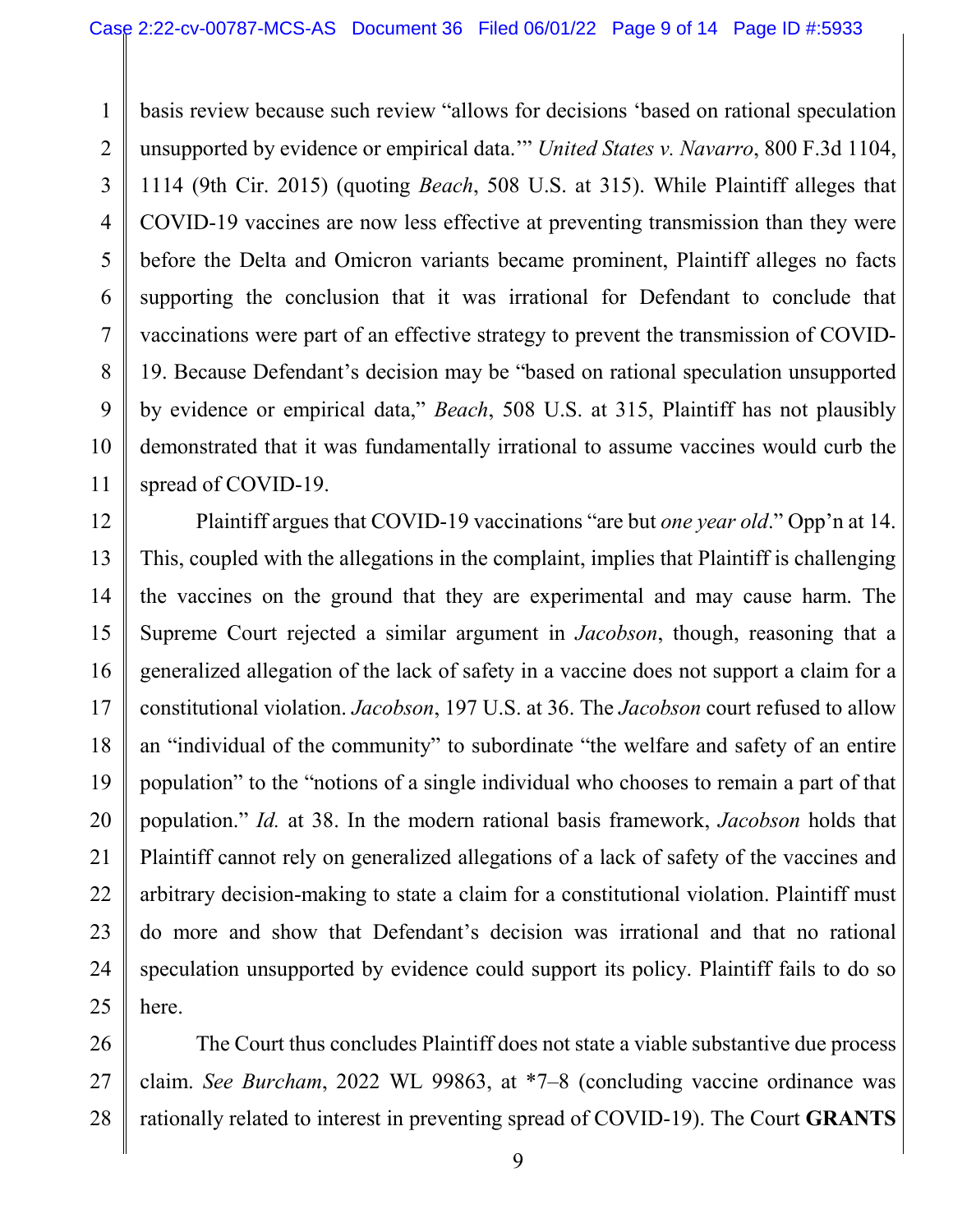basis review because such review "allows for decisions 'based on rational speculation unsupported by evidence or empirical data.'" *United States v. Navarro*, 800 F.3d 1104, 1114 (9th Cir. 2015) (quoting *Beach*, 508 U.S. at 315). While Plaintiff alleges that COVID-19 vaccines are now less effective at preventing transmission than they were before the Delta and Omicron variants became prominent, Plaintiff alleges no facts supporting the conclusion that it was irrational for Defendant to conclude that vaccinations were part of an effective strategy to prevent the transmission of COVID-19. Because Defendant's decision may be "based on rational speculation unsupported by evidence or empirical data," *Beach*, 508 U.S. at 315, Plaintiff has not plausibly demonstrated that it was fundamentally irrational to assume vaccines would curb the spread of COVID-19.

Plaintiff argues that COVID-19 vaccinations "are but *one year old*." Opp'n at 14. This, coupled with the allegations in the complaint, implies that Plaintiff is challenging the vaccines on the ground that they are experimental and may cause harm. The Supreme Court rejected a similar argument in *Jacobson*, though, reasoning that a generalized allegation of the lack of safety in a vaccine does not support a claim for a constitutional violation. *Jacobson*, 197 U.S. at 36. The *Jacobson* court refused to allow an "individual of the community" to subordinate "the welfare and safety of an entire population" to the "notions of a single individual who chooses to remain a part of that population." *Id.* at 38. In the modern rational basis framework, *Jacobson* holds that Plaintiff cannot rely on generalized allegations of a lack of safety of the vaccines and arbitrary decision-making to state a claim for a constitutional violation. Plaintiff must do more and show that Defendant's decision was irrational and that no rational speculation unsupported by evidence could support its policy. Plaintiff fails to do so here.

The Court thus concludes Plaintiff does not state a viable substantive due process claim. *See Burcham*, 2022 WL 99863, at *7–8 (concluding vaccine ordinance was rationally related to interest in preventing spread of COVID-19). The Court **GRANTS**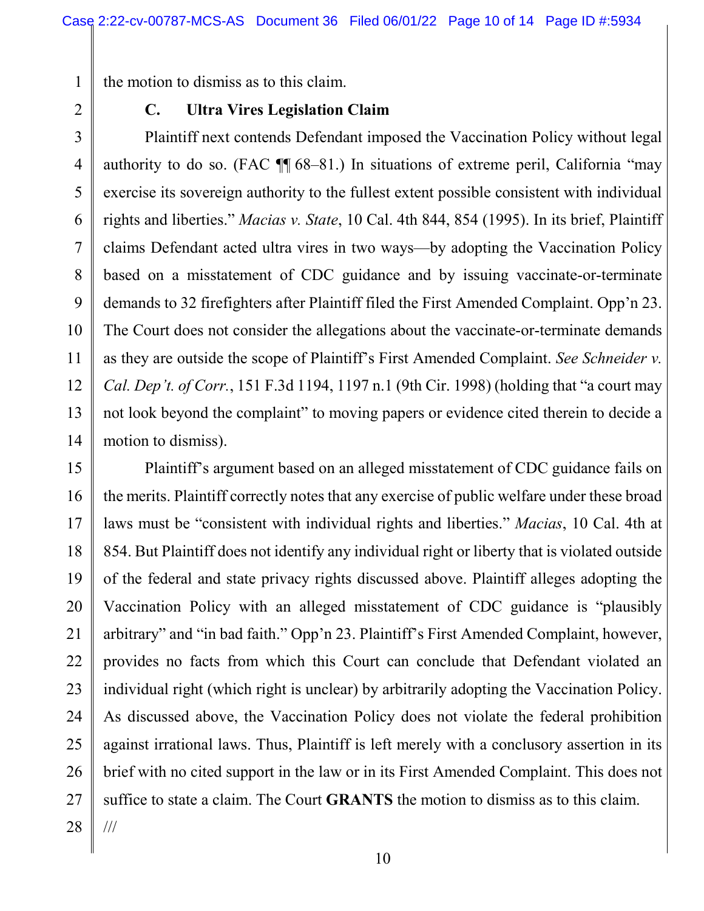the motion to dismiss as to this claim.

### C. Ultra Vires Legislation Claim

Plaintiff next contends Defendant imposed the Vaccination Policy without legal authority to do so. (FAC ¶¶ 68–81.) In situations of extreme peril, California "may exercise its sovereign authority to the fullest extent possible consistent with individual rights and liberties." *Macias v. State*, 10 Cal. 4th 844, 854 (1995). In its brief, Plaintiff claims Defendant acted ultra vires in two ways—by adopting the Vaccination Policy based on a misstatement of CDC guidance and by issuing vaccinate-or-terminate demands to 32 firefighters after Plaintiff filed the First Amended Complaint. Opp'n 23. The Court does not consider the allegations about the vaccinate-or-terminate demands as they are outside the scope of Plaintiff's First Amended Complaint. *See Schneider v. Cal. Dep't. of Corr.*, 151 F.3d 1194, 1197 n.1 (9th Cir. 1998) (holding that "a court may not look beyond the complaint" to moving papers or evidence cited therein to decide a motion to dismiss).

Plaintiff's argument based on an alleged misstatement of CDC guidance fails on the merits. Plaintiff correctly notes that any exercise of public welfare under these broad laws must be "consistent with individual rights and liberties." *Macias*, 10 Cal. 4th at 854. But Plaintiff does not identify any individual right or liberty that is violated outside of the federal and state privacy rights discussed above. Plaintiff alleges adopting the Vaccination Policy with an alleged misstatement of CDC guidance is "plausibly arbitrary" and "in bad faith." Opp'n 23. Plaintiff's First Amended Complaint, however, provides no facts from which this Court can conclude that Defendant violated an individual right (which right is unclear) by arbitrarily adopting the Vaccination Policy. As discussed above, the Vaccination Policy does not violate the federal prohibition against irrational laws. Thus, Plaintiff is left merely with a conclusory assertion in its brief with no cited support in the law or in its First Amended Complaint. This does not suffice to state a claim. The Court **GRANTS** the motion to dismiss as to this claim.

///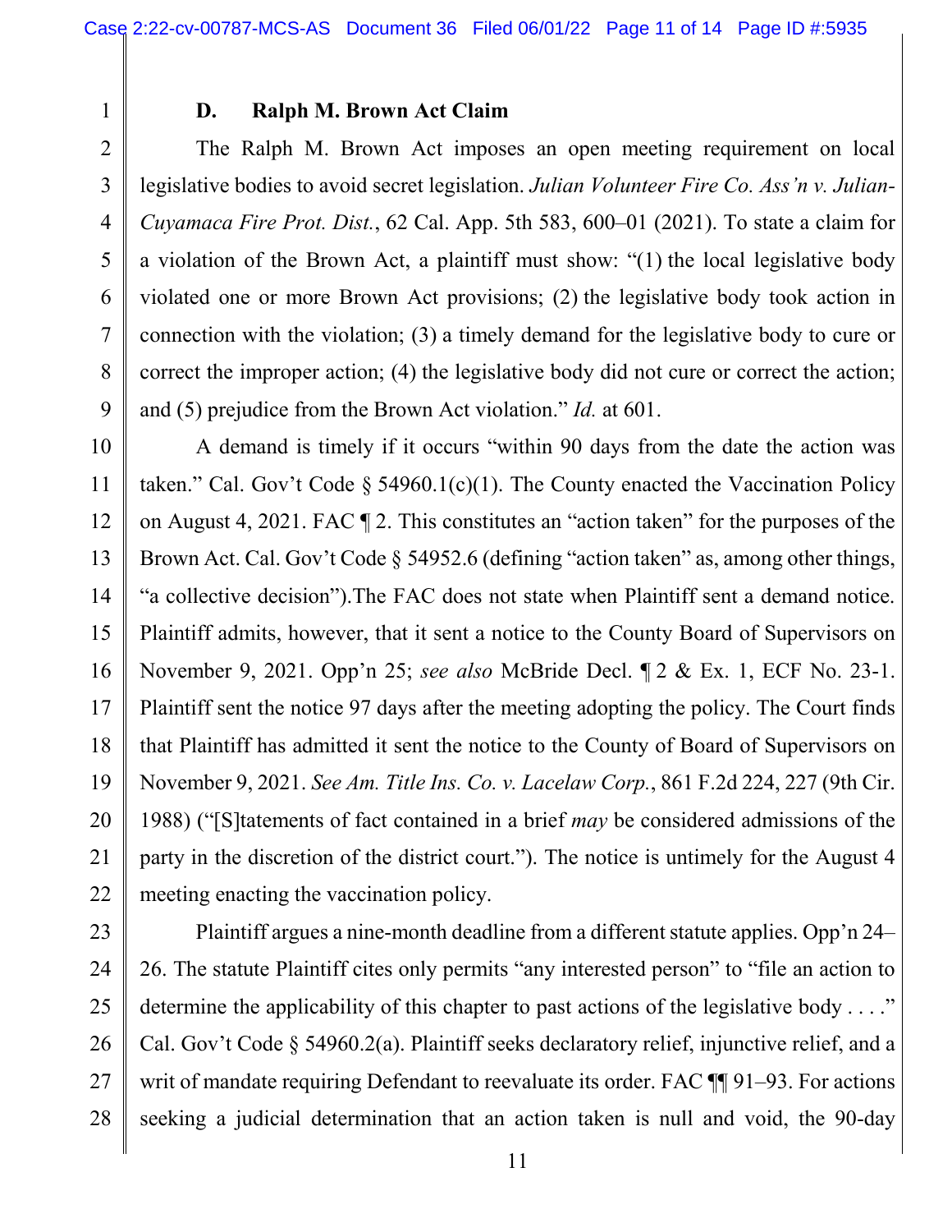### D. Ralph M. Brown Act Claim

The Ralph M. Brown Act imposes an open meeting requirement on local legislative bodies to avoid secret legislation. *Julian Volunteer Fire Co. Ass'n v. Julian-Cuyamaca Fire Prot. Dist.*, 62 Cal. App. 5th 583, 600–01 (2021). To state a claim for a violation of the Brown Act, a plaintiff must show: "(1) the local legislative body violated one or more Brown Act provisions; (2) the legislative body took action in connection with the violation; (3) a timely demand for the legislative body to cure or correct the improper action; (4) the legislative body did not cure or correct the action; and (5) prejudice from the Brown Act violation." *Id.* at 601.

A demand is timely if it occurs "within 90 days from the date the action was taken." Cal. Gov't Code § 54960.1(c)(1). The County enacted the Vaccination Policy on August 4, 2021. FAC ¶ 2. This constitutes an "action taken" for the purposes of the Brown Act. Cal. Gov't Code § 54952.6 (defining "action taken" as, among other things, "a collective decision").The FAC does not state when Plaintiff sent a demand notice. Plaintiff admits, however, that it sent a notice to the County Board of Supervisors on November 9, 2021. Opp'n 25; *see also* McBride Decl. ¶ 2 & Ex. 1, ECF No. 23-1. Plaintiff sent the notice 97 days after the meeting adopting the policy. The Court finds that Plaintiff has admitted it sent the notice to the County of Board of Supervisors on November 9, 2021. *See Am. Title Ins. Co. v. Lacelaw Corp.*, 861 F.2d 224, 227 (9th Cir. 1988) ("[S]tatements of fact contained in a brief *may* be considered admissions of the party in the discretion of the district court."). The notice is untimely for the August 4 meeting enacting the vaccination policy.

Plaintiff argues a nine-month deadline from a different statute applies. Opp'n 24–26. The statute Plaintiff cites only permits "any interested person" to "file an action to determine the applicability of this chapter to past actions of the legislative body . . . ." Cal. Gov't Code § 54960.2(a). Plaintiff seeks declaratory relief, injunctive relief, and a writ of mandate requiring Defendant to reevaluate its order. FAC ¶¶ 91–93. For actions seeking a judicial determination that an action taken is null and void, the 90-day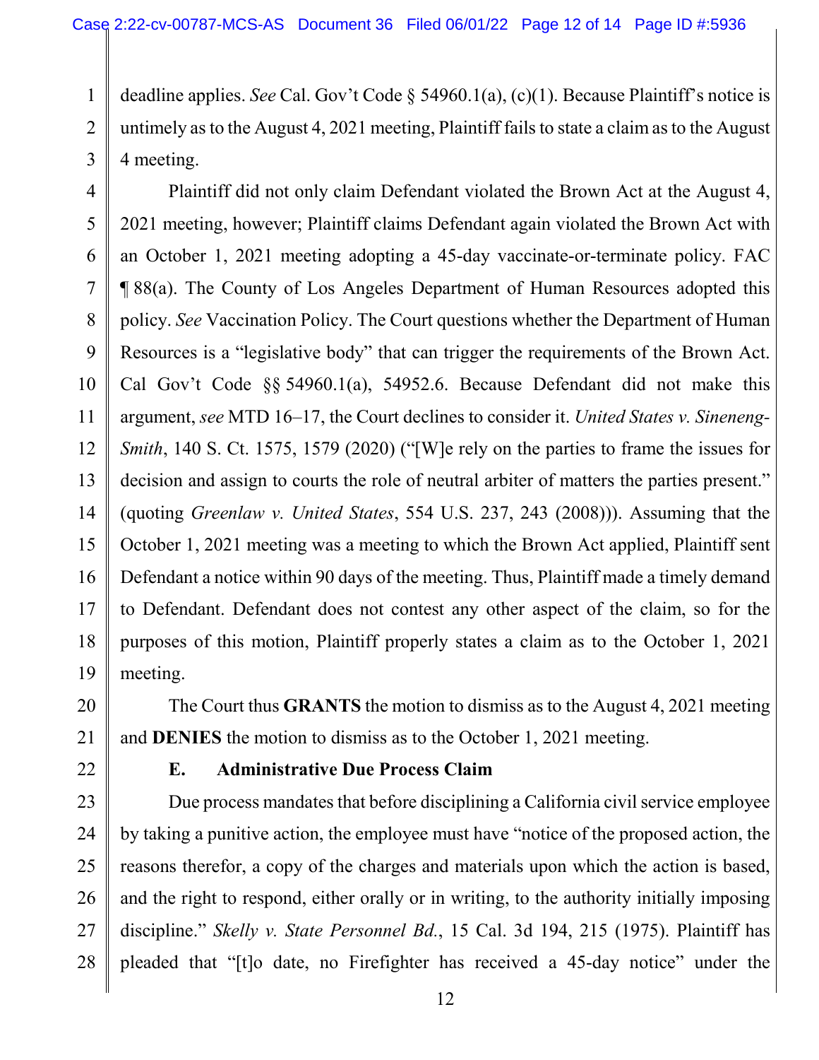deadline applies. *See* Cal. Gov't Code § 54960.1(a), (c)(1). Because Plaintiff's notice is untimely as to the August 4, 2021 meeting, Plaintiff fails to state a claim as to the August 4 meeting.

Plaintiff did not only claim Defendant violated the Brown Act at the August 4, 2021 meeting, however; Plaintiff claims Defendant again violated the Brown Act with an October 1, 2021 meeting adopting a 45-day vaccinate-or-terminate policy. FAC ¶ 88(a). The County of Los Angeles Department of Human Resources adopted this policy. *See* Vaccination Policy. The Court questions whether the Department of Human Resources is a "legislative body" that can trigger the requirements of the Brown Act. Cal Gov't Code §§ 54960.1(a), 54952.6. Because Defendant did not make this argument, *see* MTD 16–17, the Court declines to consider it. *United States v. Sineneng-Smith*, 140 S. Ct. 1575, 1579 (2020) ("[W]e rely on the parties to frame the issues for decision and assign to courts the role of neutral arbiter of matters the parties present." (quoting *Greenlaw v. United States*, 554 U.S. 237, 243 (2008))). Assuming that the October 1, 2021 meeting was a meeting to which the Brown Act applied, Plaintiff sent Defendant a notice within 90 days of the meeting. Thus, Plaintiff made a timely demand to Defendant. Defendant does not contest any other aspect of the claim, so for the purposes of this motion, Plaintiff properly states a claim as to the October 1, 2021 meeting.

The Court thus **GRANTS** the motion to dismiss as to the August 4, 2021 meeting and **DENIES** the motion to dismiss as to the October 1, 2021 meeting.

### E. Administrative Due Process Claim

Due process mandates that before disciplining a California civil service employee by taking a punitive action, the employee must have "notice of the proposed action, the reasons therefor, a copy of the charges and materials upon which the action is based, and the right to respond, either orally or in writing, to the authority initially imposing discipline." *Skelly v. State Personnel Bd.*, 15 Cal. 3d 194, 215 (1975). Plaintiff has pleaded that "[t]o date, no Firefighter has received a 45-day notice" under the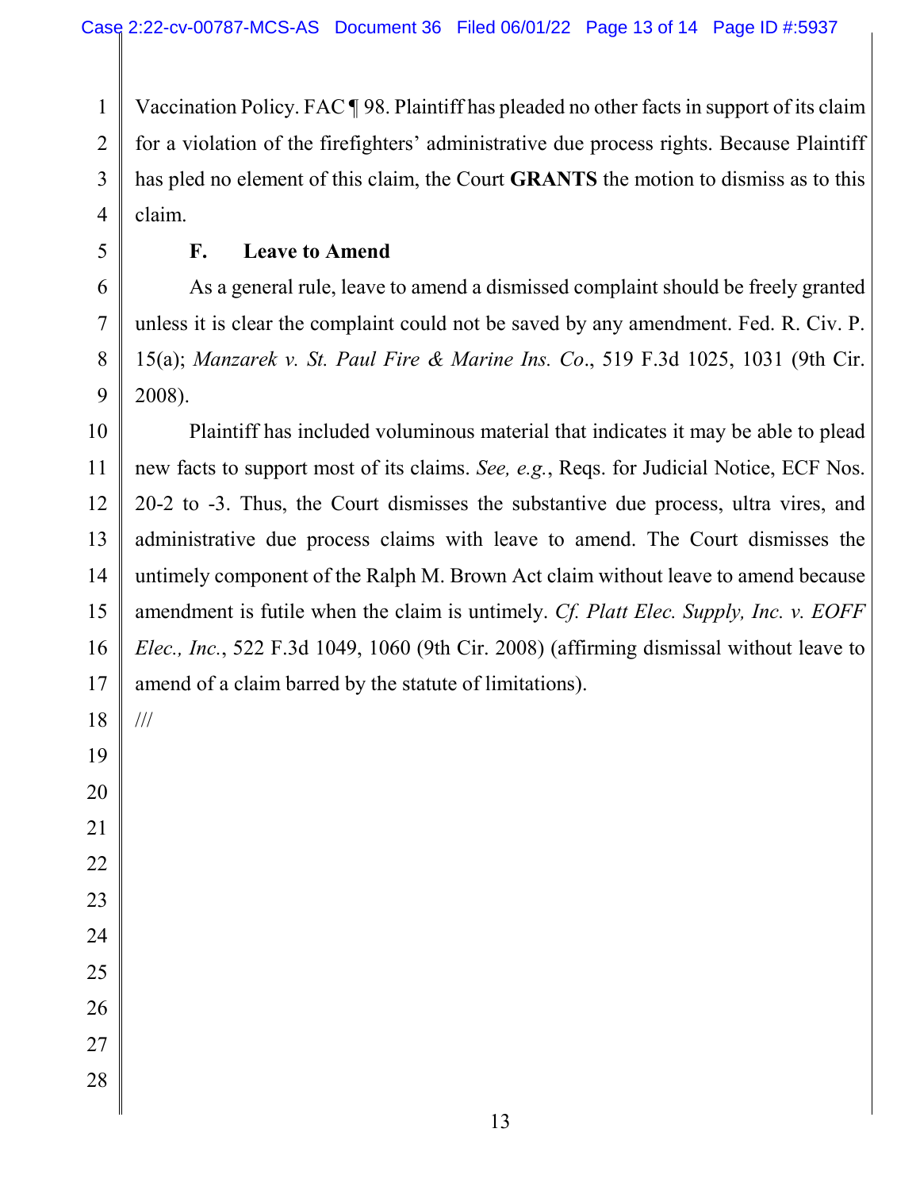Vaccination Policy. FAC ¶ 98. Plaintiff has pleaded no other facts in support of its claim for a violation of the firefighters' administrative due process rights. Because Plaintiff has pled no element of this claim, the Court **GRANTS** the motion to dismiss as to this claim.

### F. Leave to Amend

As a general rule, leave to amend a dismissed complaint should be freely granted unless it is clear the complaint could not be saved by any amendment. Fed. R. Civ. P. 15(a); *Manzarek v. St. Paul Fire & Marine Ins. Co*., 519 F.3d 1025, 1031 (9th Cir. 2008).

Plaintiff has included voluminous material that indicates it may be able to plead new facts to support most of its claims. *See, e.g.*, Reqs. for Judicial Notice, ECF Nos. 20-2 to -3. Thus, the Court dismisses the substantive due process, ultra vires, and administrative due process claims with leave to amend. The Court dismisses the untimely component of the Ralph M. Brown Act claim without leave to amend because amendment is futile when the claim is untimely. *Cf. Platt Elec. Supply, Inc. v. EOFF Elec., Inc.*, 522 F.3d 1049, 1060 (9th Cir. 2008) (affirming dismissal without leave to amend of a claim barred by the statute of limitations).

///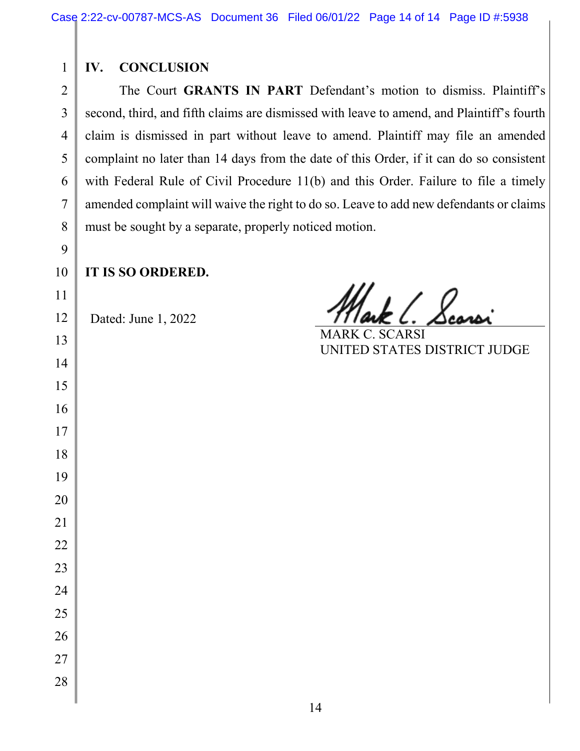## IV. CONCLUSION

The Court **GRANTS IN PART** Defendant's motion to dismiss. Plaintiff's second, third, and fifth claims are dismissed with leave to amend, and Plaintiff's fourth claim is dismissed in part without leave to amend. Plaintiff may file an amended complaint no later than 14 days from the date of this Order, if it can do so consistent with Federal Rule of Civil Procedure 11(b) and this Order. Failure to file a timely amended complaint will waive the right to do so. Leave to add new defendants or claims must be sought by a separate, properly noticed motion.

**IT IS SO ORDERED.**

Dated: June 1, 2022

MARK C. SCARSI
UNITED STATES DISTRICT JUDGE